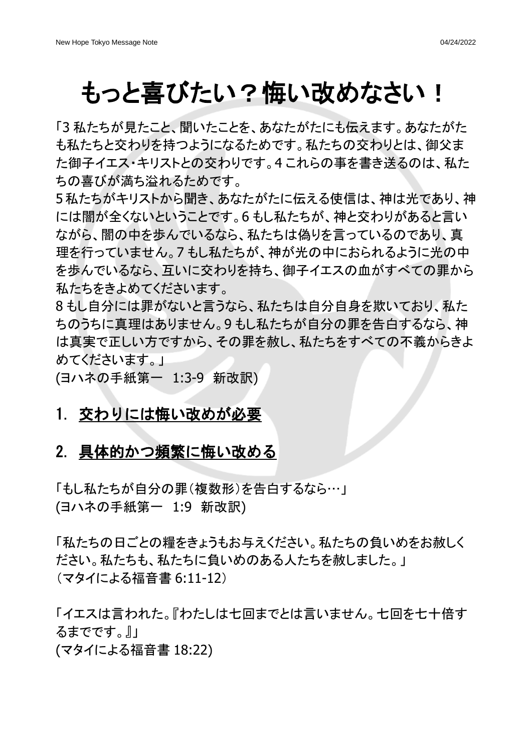# もっと喜びたい？悔い改めなさい！

「3 私たちが見たこと、聞いたことを、あなたがたにも伝えます。あなたがたも私たちと交わりを持つようになるためです。私たちの交わりとは、御父また御子イエス・キリストとの交わりです。4 これらの事を書き送るのは、私たちの喜びが満ち溢れるためです。
5 私たちがキリストから聞き、あなたがたに伝える使信は、神は光であり、神には闇が全くないということです。6 もし私たちが、神と交わりがあると言いながら、闇の中を歩んでいるなら、私たちは偽りを言っているのであり、真理を行っていません。7 もし私たちが、神が光の中におられるように光の中を歩んでいるなら、互いに交わりを持ち、御子イエスの血がすべての罪から私たちをきよめてくださいます。
8 もし自分には罪がないと言うなら、私たちは自分自身を欺いており、私たちのうちに真理はありません。9 もし私たちが自分の罪を告白するなら、神は真実で正しい方ですから、その罪を赦し、私たちをすべての不義からきよめてくださいます。」
(ヨハネの手紙第一　1:3-9　新改訳)

## 1. <u>交わりには悔い改めが必要</u>

## 2. <u>具体的かつ頻繁に悔い改める</u>

「もし私たちが自分の罪（複数形）を告白するなら…」
(ヨハネの手紙第一　1:9　新改訳)

「私たちの日ごとの糧をきょうもお与えください。私たちの負いめをお赦しください。私たちも、私たちに負いめのある人たちを赦しました。」
（マタイによる福音書 6:11-12）

「イエスは言われた。『わたしは七回までとは言いません。七回を七十倍するまでです。』」
(マタイによる福音書 18:22)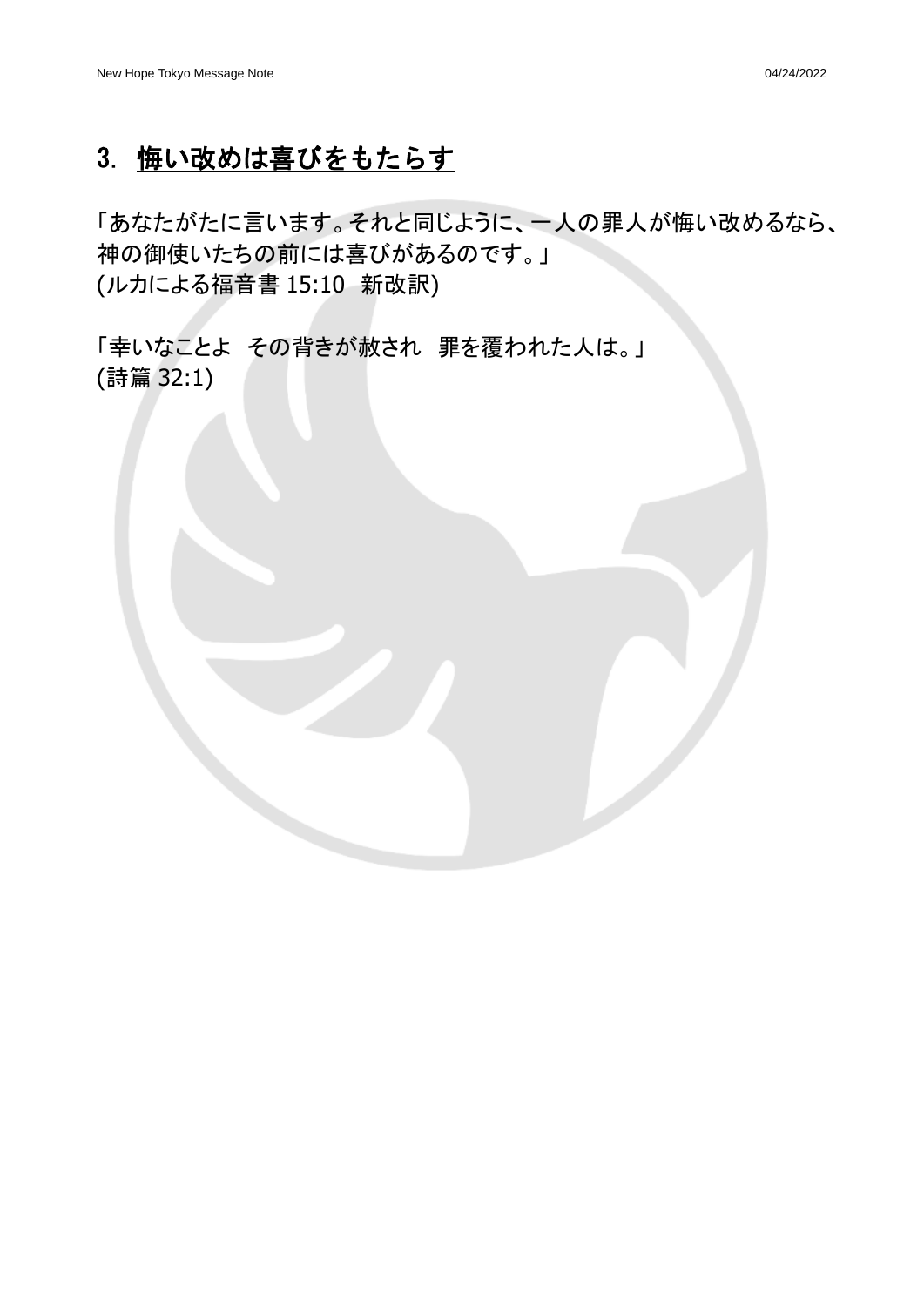## 3. 悔い改めは喜びをもたらす

「あなたがたに言います。それと同じように、一人の罪人が悔い改めるなら、神の御使いたちの前には喜びがあるのです。」
(ルカによる福音書 15:10 新改訳)

「幸いなことよ その背きが赦され 罪を覆われた人は。」
(詩篇 32:1)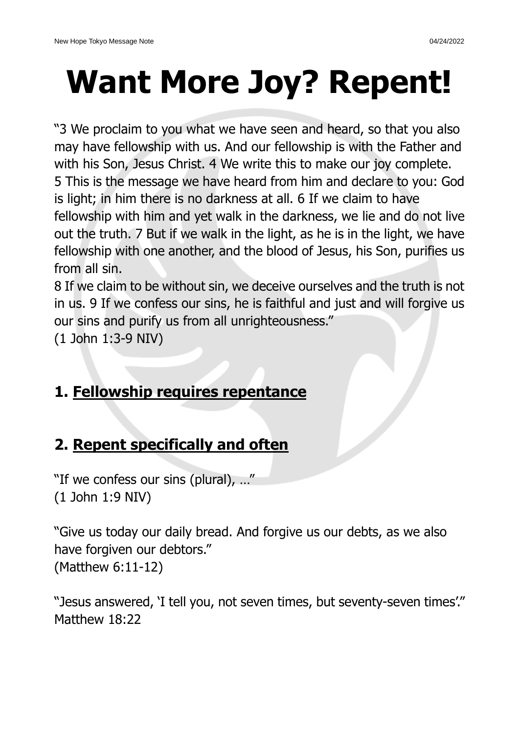# Want More Joy? Repent!

"3 We proclaim to you what we have seen and heard, so that you also may have fellowship with us. And our fellowship is with the Father and with his Son, Jesus Christ. 4 We write this to make our joy complete.
5 This is the message we have heard from him and declare to you: God is light; in him there is no darkness at all. 6 If we claim to have fellowship with him and yet walk in the darkness, we lie and do not live out the truth. 7 But if we walk in the light, as he is in the light, we have fellowship with one another, and the blood of Jesus, his Son, purifies us from all sin.
8 If we claim to be without sin, we deceive ourselves and the truth is not in us. 9 If we confess our sins, he is faithful and just and will forgive us our sins and purify us from all unrighteousness."
(1 John 1:3-9 NIV)

## 1. <u>Fellowship requires repentance</u>

## 2. <u>Repent specifically and often</u>

"If we confess our sins (plural), …"
(1 John 1:9 NIV)

"Give us today our daily bread. And forgive us our debts, as we also have forgiven our debtors."
(Matthew 6:11-12)

"Jesus answered, 'I tell you, not seven times, but seventy-seven times'."
Matthew 18:22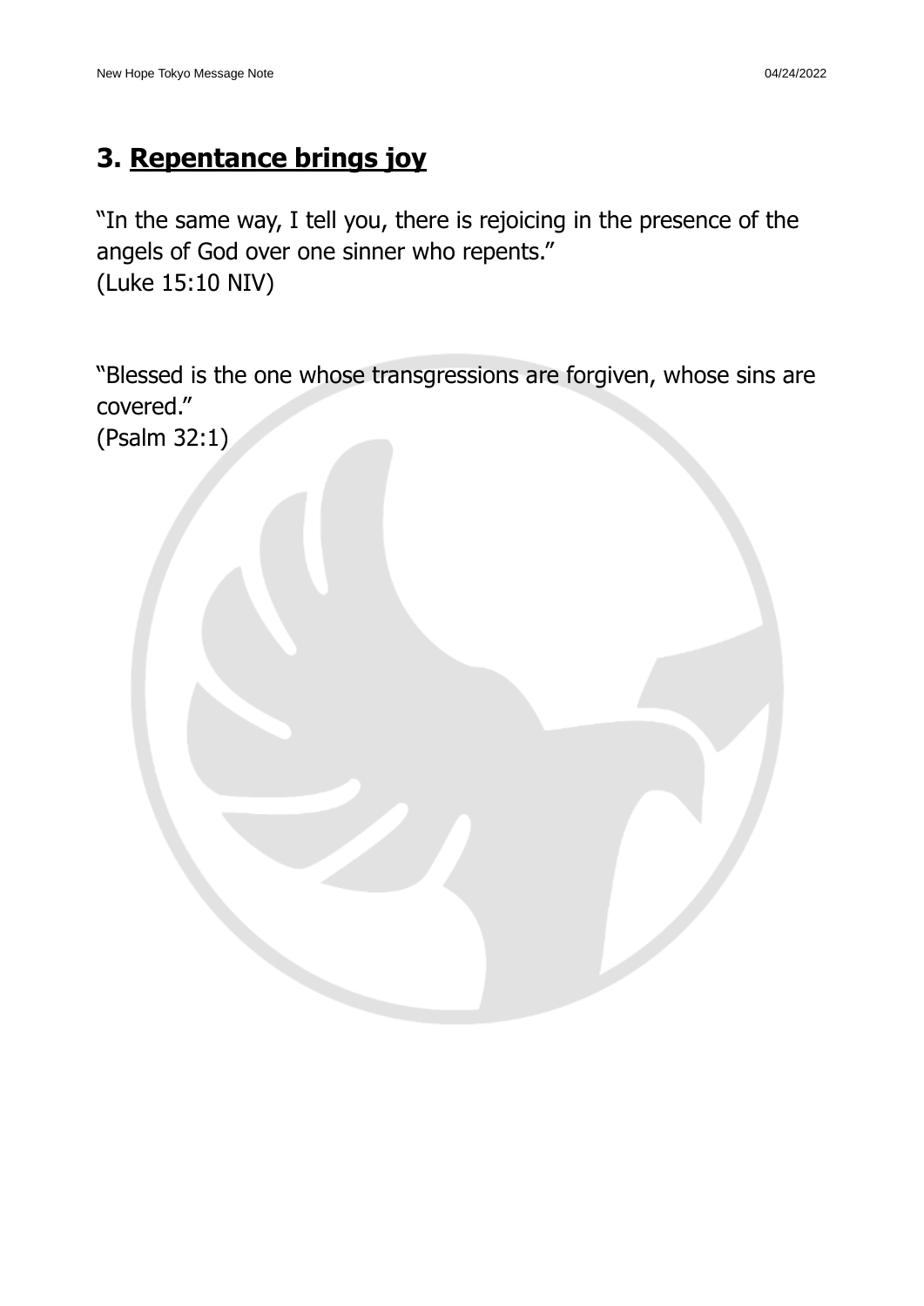## 3. Repentance brings joy

“In the same way, I tell you, there is rejoicing in the presence of the angels of God over one sinner who repents.”
(Luke 15:10 NIV)

“Blessed is the one whose transgressions are forgiven, whose sins are covered.”
(Psalm 32:1)